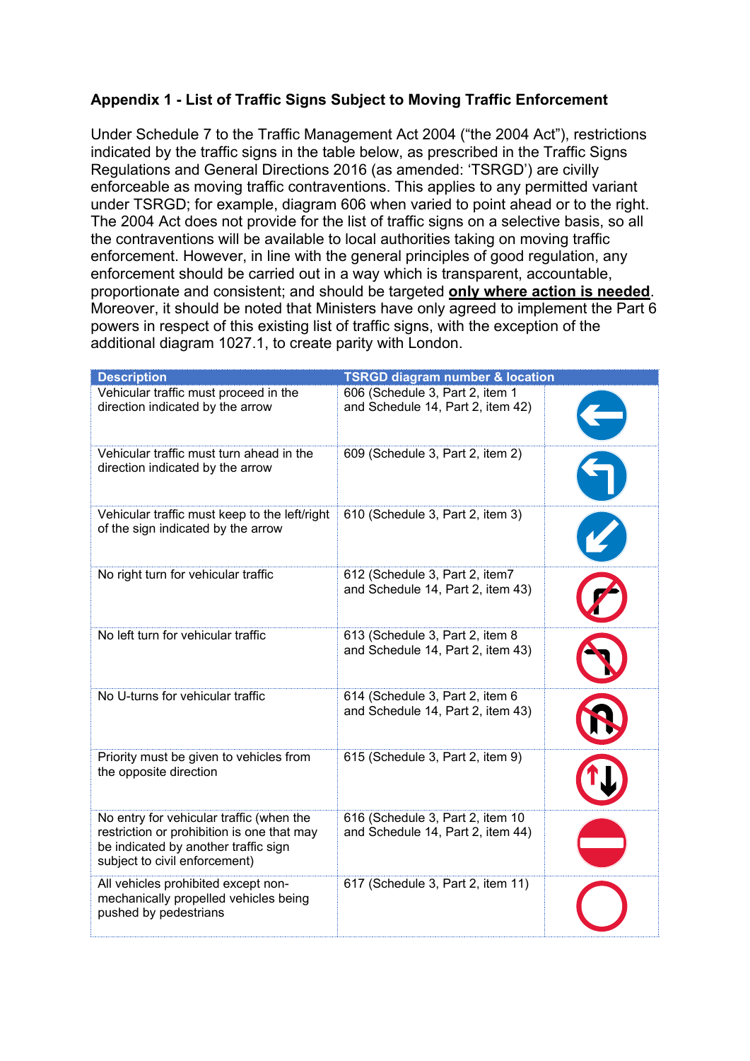## Appendix 1 - List of Traffic Signs Subject to Moving Traffic Enforcement

Under Schedule 7 to the Traffic Management Act 2004 ("the 2004 Act"), restrictions indicated by the traffic signs in the table below, as prescribed in the Traffic Signs Regulations and General Directions 2016 (as amended: 'TSRGD') are civilly enforceable as moving traffic contraventions. This applies to any permitted variant under TSRGD; for example, diagram 606 when varied to point ahead or to the right. The 2004 Act does not provide for the list of traffic signs on a selective basis, so all the contraventions will be available to local authorities taking on moving traffic enforcement. However, in line with the general principles of good regulation, any enforcement should be carried out in a way which is transparent, accountable, proportionate and consistent; and should be targeted **only where action is needed**. Moreover, it should be noted that Ministers have only agreed to implement the Part 6 powers in respect of this existing list of traffic signs, with the exception of the additional diagram 1027.1, to create parity with London.

| Description | TSRGD diagram number & location | |
|---|---|---|
| Vehicular traffic must proceed in the direction indicated by the arrow | 606 (Schedule 3, Part 2, item 1 and Schedule 14, Part 2, item 42) | |
| Vehicular traffic must turn ahead in the direction indicated by the arrow | 609 (Schedule 3, Part 2, item 2) | |
| Vehicular traffic must keep to the left/right of the sign indicated by the arrow | 610 (Schedule 3, Part 2, item 3) | |
| No right turn for vehicular traffic | 612 (Schedule 3, Part 2, item7 and Schedule 14, Part 2, item 43) | |
| No left turn for vehicular traffic | 613 (Schedule 3, Part 2, item 8 and Schedule 14, Part 2, item 43) | |
| No U-turns for vehicular traffic | 614 (Schedule 3, Part 2, item 6 and Schedule 14, Part 2, item 43) | |
| Priority must be given to vehicles from the opposite direction | 615 (Schedule 3, Part 2, item 9) | |
| No entry for vehicular traffic (when the restriction or prohibition is one that may be indicated by another traffic sign subject to civil enforcement) | 616 (Schedule 3, Part 2, item 10 and Schedule 14, Part 2, item 44) | |
| All vehicles prohibited except non-mechanically propelled vehicles being pushed by pedestrians | 617 (Schedule 3, Part 2, item 11) | |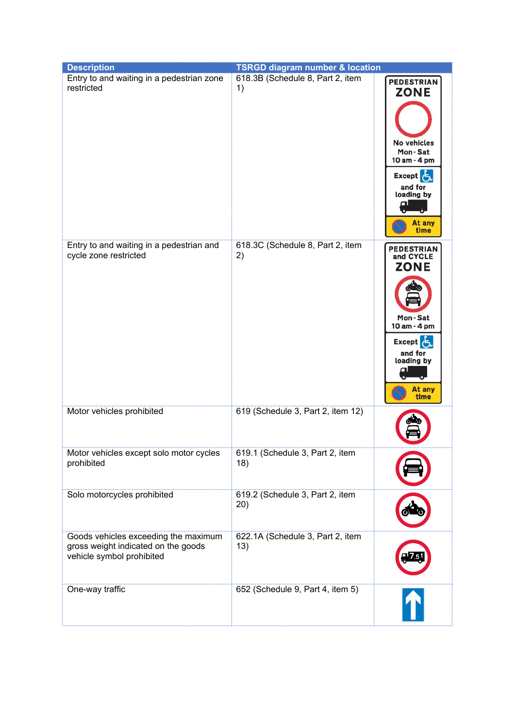| Description | TSRGD diagram number & location | |
|---|---|---|
| Entry to and waiting in a pedestrian zone restricted | 618.3B (Schedule 8, Part 2, item 1) | PEDESTRIAN ZONE No vehicles Mon - Sat 10 am - 4 pm Except and for loading by At any time |
| Entry to and waiting in a pedestrian and cycle zone restricted | 618.3C (Schedule 8, Part 2, item 2) | PEDESTRIAN and CYCLE ZONE Mon - Sat 10 am - 4 pm Except and for loading by At any time |
| Motor vehicles prohibited | 619 (Schedule 3, Part 2, item 12) | |
| Motor vehicles except solo motor cycles prohibited | 619.1 (Schedule 3, Part 2, item 18) | |
| Solo motorcycles prohibited | 619.2 (Schedule 3, Part 2, item 20) | |
| Goods vehicles exceeding the maximum gross weight indicated on the goods vehicle symbol prohibited | 622.1A (Schedule 3, Part 2, item 13) | 7.5t |
| One-way traffic | 652 (Schedule 9, Part 4, item 5) | |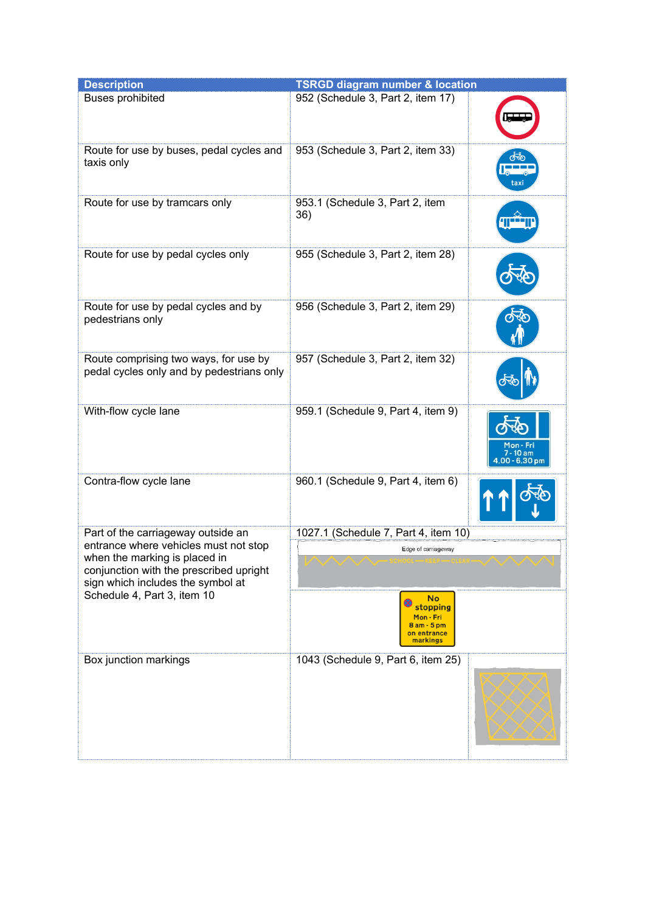| Description | TSRGD diagram number & location | |
|---|---|---|
| Buses prohibited | 952 (Schedule 3, Part 2, item 17) | |
| Route for use by buses, pedal cycles and taxis only | 953 (Schedule 3, Part 2, item 33) | taxi |
| Route for use by tramcars only | 953.1 (Schedule 3, Part 2, item 36) | |
| Route for use by pedal cycles only | 955 (Schedule 3, Part 2, item 28) | |
| Route for use by pedal cycles and by pedestrians only | 956 (Schedule 3, Part 2, item 29) | |
| Route comprising two ways, for use by pedal cycles only and by pedestrians only | 957 (Schedule 3, Part 2, item 32) | |
| With-flow cycle lane | 959.1 (Schedule 9, Part 4, item 9) | Mon - Fri 7 - 10 am 4.00 - 6.30 pm |
| Contra-flow cycle lane | 960.1 (Schedule 9, Part 4, item 6) | |
| Part of the carriageway outside an entrance where vehicles must not stop when the marking is placed in conjunction with the prescribed upright sign which includes the symbol at Schedule 4, Part 3, item 10 | 1027.1 (Schedule 7, Part 4, item 10) Edge of carriageway SCHOOL KEEP CLEAR No stopping Mon - Fri 8 am - 5 pm on entrance markings | |
| Box junction markings | 1043 (Schedule 9, Part 6, item 25) | |